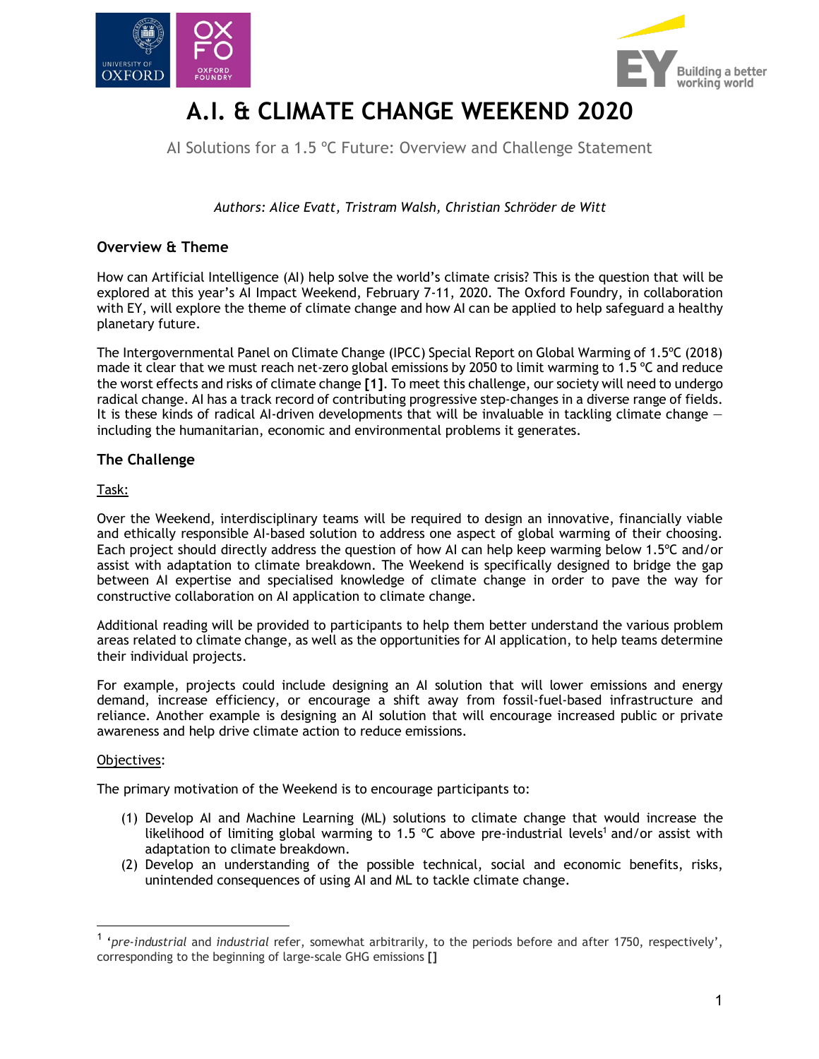# A.I. & CLIMATE CHANGE WEEKEND 2020

AI Solutions for a 1.5 ºC Future: Overview and Challenge Statement

*Authors: Alice Evatt, Tristram Walsh, Christian Schröder de Witt*

## Overview & Theme

How can Artificial Intelligence (AI) help solve the world's climate crisis? This is the question that will be explored at this year's AI Impact Weekend, February 7-11, 2020. The Oxford Foundry, in collaboration with EY, will explore the theme of climate change and how AI can be applied to help safeguard a healthy planetary future.

The Intergovernmental Panel on Climate Change (IPCC) Special Report on Global Warming of 1.5ºC (2018) made it clear that we must reach net-zero global emissions by 2050 to limit warming to 1.5 ºC and reduce the worst effects and risks of climate change **[1]**. To meet this challenge, our society will need to undergo radical change. AI has a track record of contributing progressive step-changes in a diverse range of fields. It is these kinds of radical AI-driven developments that will be invaluable in tackling climate change — including the humanitarian, economic and environmental problems it generates.

## The Challenge

Task:

Over the Weekend, interdisciplinary teams will be required to design an innovative, financially viable and ethically responsible AI-based solution to address one aspect of global warming of their choosing. Each project should directly address the question of how AI can help keep warming below 1.5ºC and/or assist with adaptation to climate breakdown. The Weekend is specifically designed to bridge the gap between AI expertise and specialised knowledge of climate change in order to pave the way for constructive collaboration on AI application to climate change.

Additional reading will be provided to participants to help them better understand the various problem areas related to climate change, as well as the opportunities for AI application, to help teams determine their individual projects.

For example, projects could include designing an AI solution that will lower emissions and energy demand, increase efficiency, or encourage a shift away from fossil-fuel-based infrastructure and reliance. Another example is designing an AI solution that will encourage increased public or private awareness and help drive climate action to reduce emissions.

Objectives:

The primary motivation of the Weekend is to encourage participants to:

(1) Develop AI and Machine Learning (ML) solutions to climate change that would increase the likelihood of limiting global warming to 1.5 ºC above pre-industrial levels[1] and/or assist with adaptation to climate breakdown.
(2) Develop an understanding of the possible technical, social and economic benefits, risks, unintended consequences of using AI and ML to tackle climate change.

[1] '*pre-industrial* and *industrial* refer, somewhat arbitrarily, to the periods before and after 1750, respectively', corresponding to the beginning of large-scale GHG emissions **[]**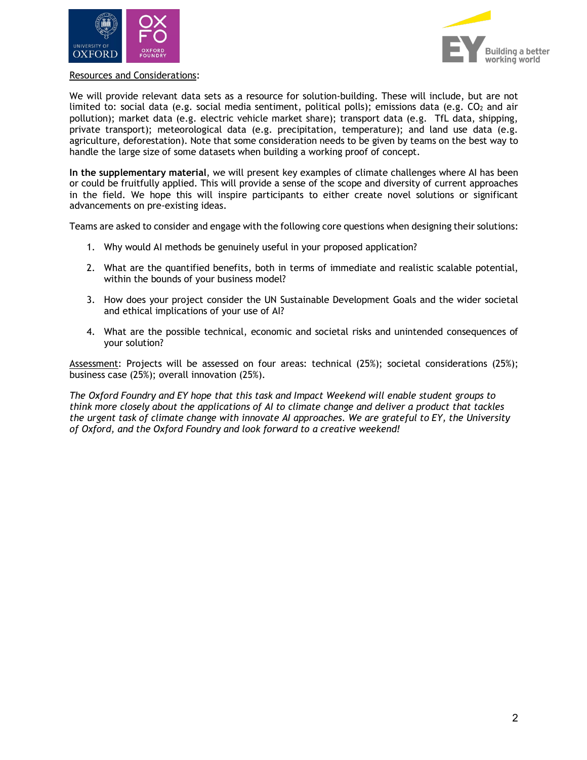<u>Resources and Considerations</u>:

We will provide relevant data sets as a resource for solution-building. These will include, but are not limited to: social data (e.g. social media sentiment, political polls); emissions data (e.g. $CO_2$ and air pollution); market data (e.g. electric vehicle market share); transport data (e.g. TfL data, shipping, private transport); meteorological data (e.g. precipitation, temperature); and land use data (e.g. agriculture, deforestation). Note that some consideration needs to be given by teams on the best way to handle the large size of some datasets when building a working proof of concept.

**In the supplementary material**, we will present key examples of climate challenges where AI has been or could be fruitfully applied. This will provide a sense of the scope and diversity of current approaches in the field. We hope this will inspire participants to either create novel solutions or significant advancements on pre-existing ideas.

Teams are asked to consider and engage with the following core questions when designing their solutions:

1. Why would AI methods be genuinely useful in your proposed application?
2. What are the quantified benefits, both in terms of immediate and realistic scalable potential, within the bounds of your business model?
3. How does your project consider the UN Sustainable Development Goals and the wider societal and ethical implications of your use of AI?
4. What are the possible technical, economic and societal risks and unintended consequences of your solution?

<u>Assessment</u>: Projects will be assessed on four areas: technical (25%); societal considerations (25%); business case (25%); overall innovation (25%).

*The Oxford Foundry and EY hope that this task and Impact Weekend will enable student groups to think more closely about the applications of AI to climate change and deliver a product that tackles the urgent task of climate change with innovate AI approaches. We are grateful to EY, the University of Oxford, and the Oxford Foundry and look forward to a creative weekend!*